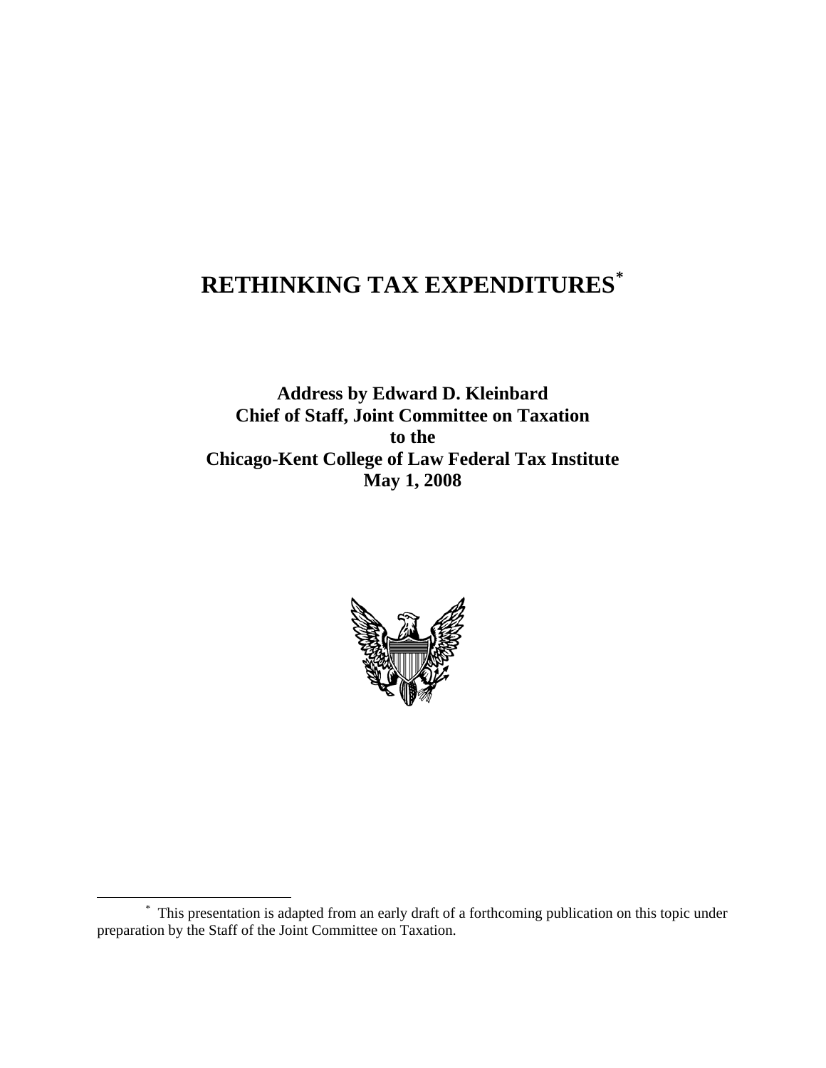# RETHINKING TAX EXPENDITURES[*]

**Address by Edward D. Kleinbard**
**Chief of Staff, Joint Committee on Taxation**
**to the**
**Chicago-Kent College of Law Federal Tax Institute**
**May 1, 2008**

[*] This presentation is adapted from an early draft of a forthcoming publication on this topic under preparation by the Staff of the Joint Committee on Taxation.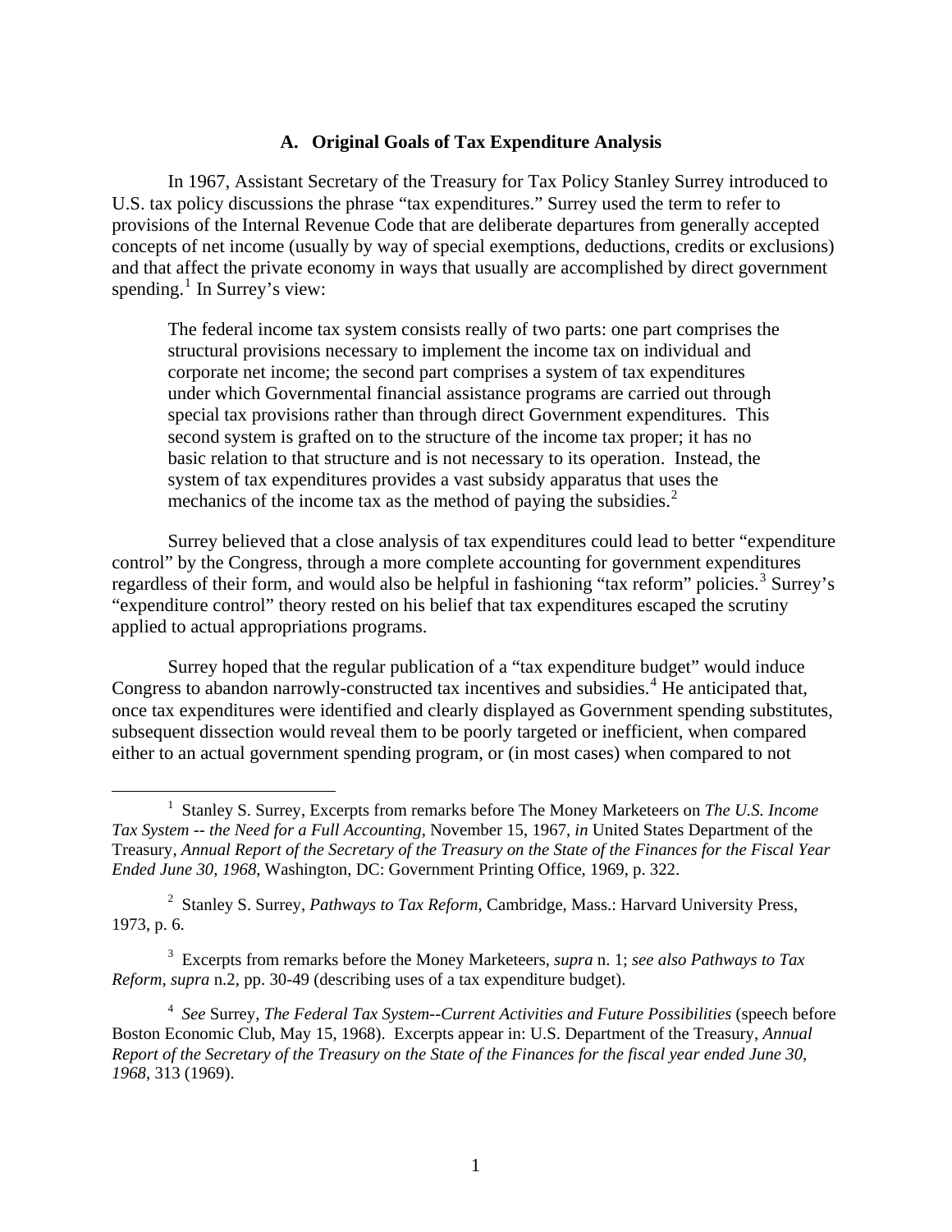### A. Original Goals of Tax Expenditure Analysis

In 1967, Assistant Secretary of the Treasury for Tax Policy Stanley Surrey introduced to U.S. tax policy discussions the phrase "tax expenditures." Surrey used the term to refer to provisions of the Internal Revenue Code that are deliberate departures from generally accepted concepts of net income (usually by way of special exemptions, deductions, credits or exclusions) and that affect the private economy in ways that usually are accomplished by direct government spending.[1] In Surrey's view:

> The federal income tax system consists really of two parts: one part comprises the structural provisions necessary to implement the income tax on individual and corporate net income; the second part comprises a system of tax expenditures under which Governmental financial assistance programs are carried out through special tax provisions rather than through direct Government expenditures. This second system is grafted on to the structure of the income tax proper; it has no basic relation to that structure and is not necessary to its operation. Instead, the system of tax expenditures provides a vast subsidy apparatus that uses the mechanics of the income tax as the method of paying the subsidies.[2]

Surrey believed that a close analysis of tax expenditures could lead to better "expenditure control" by the Congress, through a more complete accounting for government expenditures regardless of their form, and would also be helpful in fashioning "tax reform" policies.[3] Surrey's "expenditure control" theory rested on his belief that tax expenditures escaped the scrutiny applied to actual appropriations programs.

Surrey hoped that the regular publication of a "tax expenditure budget" would induce Congress to abandon narrowly-constructed tax incentives and subsidies.[4] He anticipated that, once tax expenditures were identified and clearly displayed as Government spending substitutes, subsequent dissection would reveal them to be poorly targeted or inefficient, when compared either to an actual government spending program, or (in most cases) when compared to not

---

[1] Stanley S. Surrey, Excerpts from remarks before The Money Marketeers on *The U.S. Income Tax System -- the Need for a Full Accounting*, November 15, 1967, *in* United States Department of the Treasury, *Annual Report of the Secretary of the Treasury on the State of the Finances for the Fiscal Year Ended June 30, 1968*, Washington, DC: Government Printing Office, 1969, p. 322.

[2] Stanley S. Surrey, *Pathways to Tax Reform*, Cambridge, Mass.: Harvard University Press, 1973, p. 6.

[3] Excerpts from remarks before the Money Marketeers, *supra* n. 1; *see also Pathways to Tax Reform*, *supra* n.2, pp. 30-49 (describing uses of a tax expenditure budget).

[4] *See* Surrey, *The Federal Tax System--Current Activities and Future Possibilities* (speech before Boston Economic Club, May 15, 1968). Excerpts appear in: U.S. Department of the Treasury, *Annual Report of the Secretary of the Treasury on the State of the Finances for the fiscal year ended June 30, 1968*, 313 (1969).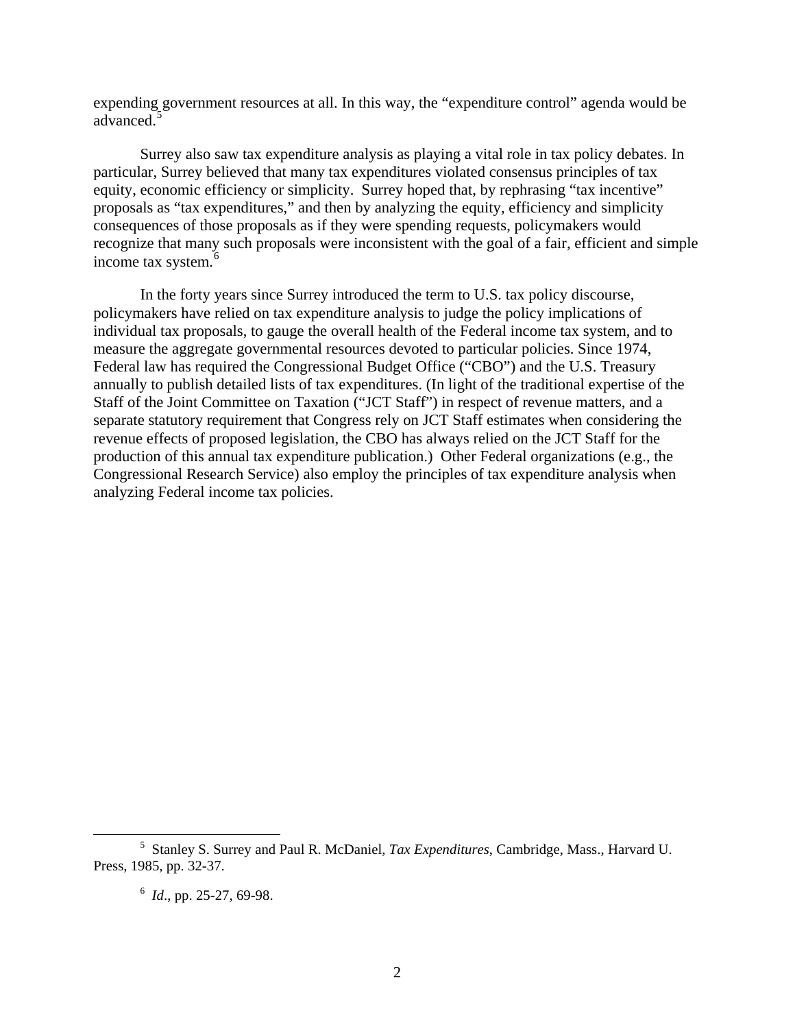expending government resources at all. In this way, the "expenditure control" agenda would be advanced.[5]

Surrey also saw tax expenditure analysis as playing a vital role in tax policy debates. In particular, Surrey believed that many tax expenditures violated consensus principles of tax equity, economic efficiency or simplicity. Surrey hoped that, by rephrasing "tax incentive" proposals as "tax expenditures," and then by analyzing the equity, efficiency and simplicity consequences of those proposals as if they were spending requests, policymakers would recognize that many such proposals were inconsistent with the goal of a fair, efficient and simple income tax system.[6]

In the forty years since Surrey introduced the term to U.S. tax policy discourse, policymakers have relied on tax expenditure analysis to judge the policy implications of individual tax proposals, to gauge the overall health of the Federal income tax system, and to measure the aggregate governmental resources devoted to particular policies. Since 1974, Federal law has required the Congressional Budget Office ("CBO") and the U.S. Treasury annually to publish detailed lists of tax expenditures. (In light of the traditional expertise of the Staff of the Joint Committee on Taxation ("JCT Staff") in respect of revenue matters, and a separate statutory requirement that Congress rely on JCT Staff estimates when considering the revenue effects of proposed legislation, the CBO has always relied on the JCT Staff for the production of this annual tax expenditure publication.) Other Federal organizations (e.g., the Congressional Research Service) also employ the principles of tax expenditure analysis when analyzing Federal income tax policies.

---

[5] Stanley S. Surrey and Paul R. McDaniel, *Tax Expenditures*, Cambridge, Mass., Harvard U. Press, 1985, pp. 32-37.

[6] *Id*., pp. 25-27, 69-98.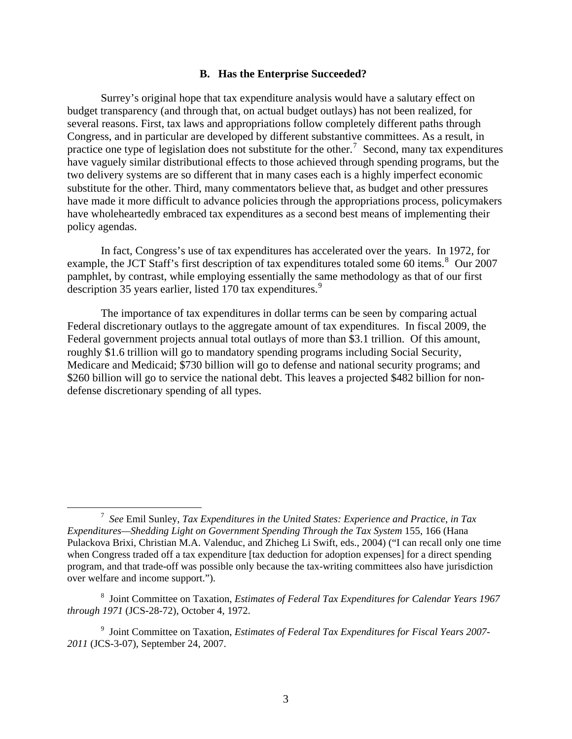### B. Has the Enterprise Succeeded?

Surrey's original hope that tax expenditure analysis would have a salutary effect on budget transparency (and through that, on actual budget outlays) has not been realized, for several reasons. First, tax laws and appropriations follow completely different paths through Congress, and in particular are developed by different substantive committees. As a result, in practice one type of legislation does not substitute for the other.[7] Second, many tax expenditures have vaguely similar distributional effects to those achieved through spending programs, but the two delivery systems are so different that in many cases each is a highly imperfect economic substitute for the other. Third, many commentators believe that, as budget and other pressures have made it more difficult to advance policies through the appropriations process, policymakers have wholeheartedly embraced tax expenditures as a second best means of implementing their policy agendas.

In fact, Congress's use of tax expenditures has accelerated over the years. In 1972, for example, the JCT Staff's first description of tax expenditures totaled some 60 items.[8] Our 2007 pamphlet, by contrast, while employing essentially the same methodology as that of our first description 35 years earlier, listed 170 tax expenditures.[9]

The importance of tax expenditures in dollar terms can be seen by comparing actual Federal discretionary outlays to the aggregate amount of tax expenditures. In fiscal 2009, the Federal government projects annual total outlays of more than $3.1 trillion. Of this amount, roughly $1.6 trillion will go to mandatory spending programs including Social Security, Medicare and Medicaid; $730 billion will go to defense and national security programs; and $260 billion will go to service the national debt. This leaves a projected $482 billion for non-defense discretionary spending of all types.

---

[7] *See* Emil Sunley, *Tax Expenditures in the United States: Experience and Practice*, *in Tax Expenditures—Shedding Light on Government Spending Through the Tax System* 155, 166 (Hana Pulackova Brixi, Christian M.A. Valenduc, and Zhicheg Li Swift, eds., 2004) ("I can recall only one time when Congress traded off a tax expenditure [tax deduction for adoption expenses] for a direct spending program, and that trade-off was possible only because the tax-writing committees also have jurisdiction over welfare and income support.").

[8] Joint Committee on Taxation, *Estimates of Federal Tax Expenditures for Calendar Years 1967 through 1971* (JCS-28-72), October 4, 1972.

[9] Joint Committee on Taxation, *Estimates of Federal Tax Expenditures for Fiscal Years 2007-2011* (JCS-3-07), September 24, 2007.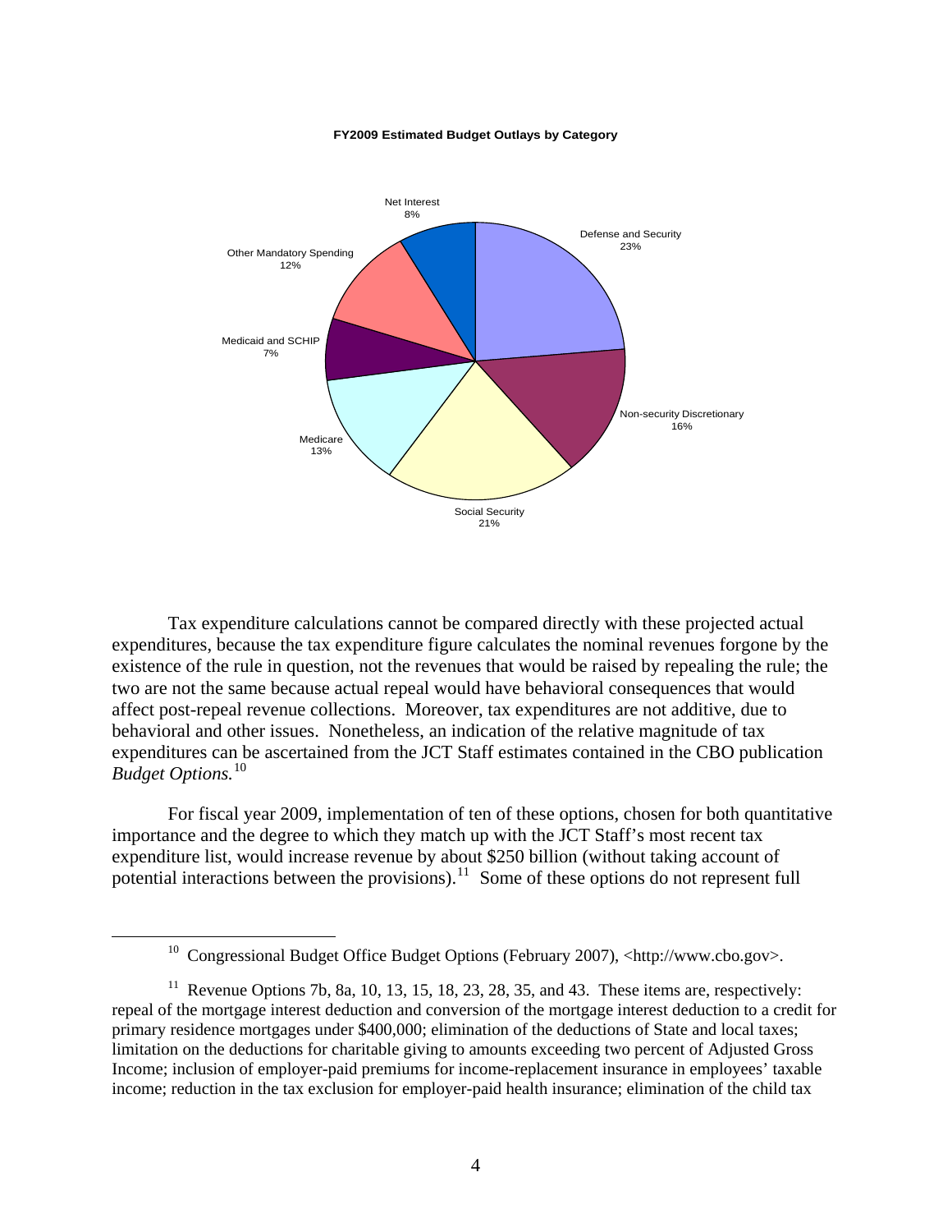**FY2009 Estimated Budget Outlays by Category**

| Category | Share |
| --- | --- |
| Defense and Security | 23% |
| Non-security Discretionary | 16% |
| Social Security | 21% |
| Medicare | 13% |
| Medicaid and SCHIP | 7% |
| Other Mandatory Spending | 12% |
| Net Interest | 8% |

Tax expenditure calculations cannot be compared directly with these projected actual expenditures, because the tax expenditure figure calculates the nominal revenues forgone by the existence of the rule in question, not the revenues that would be raised by repealing the rule; the two are not the same because actual repeal would have behavioral consequences that would affect post-repeal revenue collections. Moreover, tax expenditures are not additive, due to behavioral and other issues. Nonetheless, an indication of the relative magnitude of tax expenditures can be ascertained from the JCT Staff estimates contained in the CBO publication *Budget Options.*[10]

For fiscal year 2009, implementation of ten of these options, chosen for both quantitative importance and the degree to which they match up with the JCT Staff's most recent tax expenditure list, would increase revenue by about $250 billion (without taking account of potential interactions between the provisions).[11] Some of these options do not represent full

---

[10] Congressional Budget Office Budget Options (February 2007), <http://www.cbo.gov>.

[11] Revenue Options 7b, 8a, 10, 13, 15, 18, 23, 28, 35, and 43. These items are, respectively: repeal of the mortgage interest deduction and conversion of the mortgage interest deduction to a credit for primary residence mortgages under $400,000; elimination of the deductions of State and local taxes; limitation on the deductions for charitable giving to amounts exceeding two percent of Adjusted Gross Income; inclusion of employer-paid premiums for income-replacement insurance in employees' taxable income; reduction in the tax exclusion for employer-paid health insurance; elimination of the child tax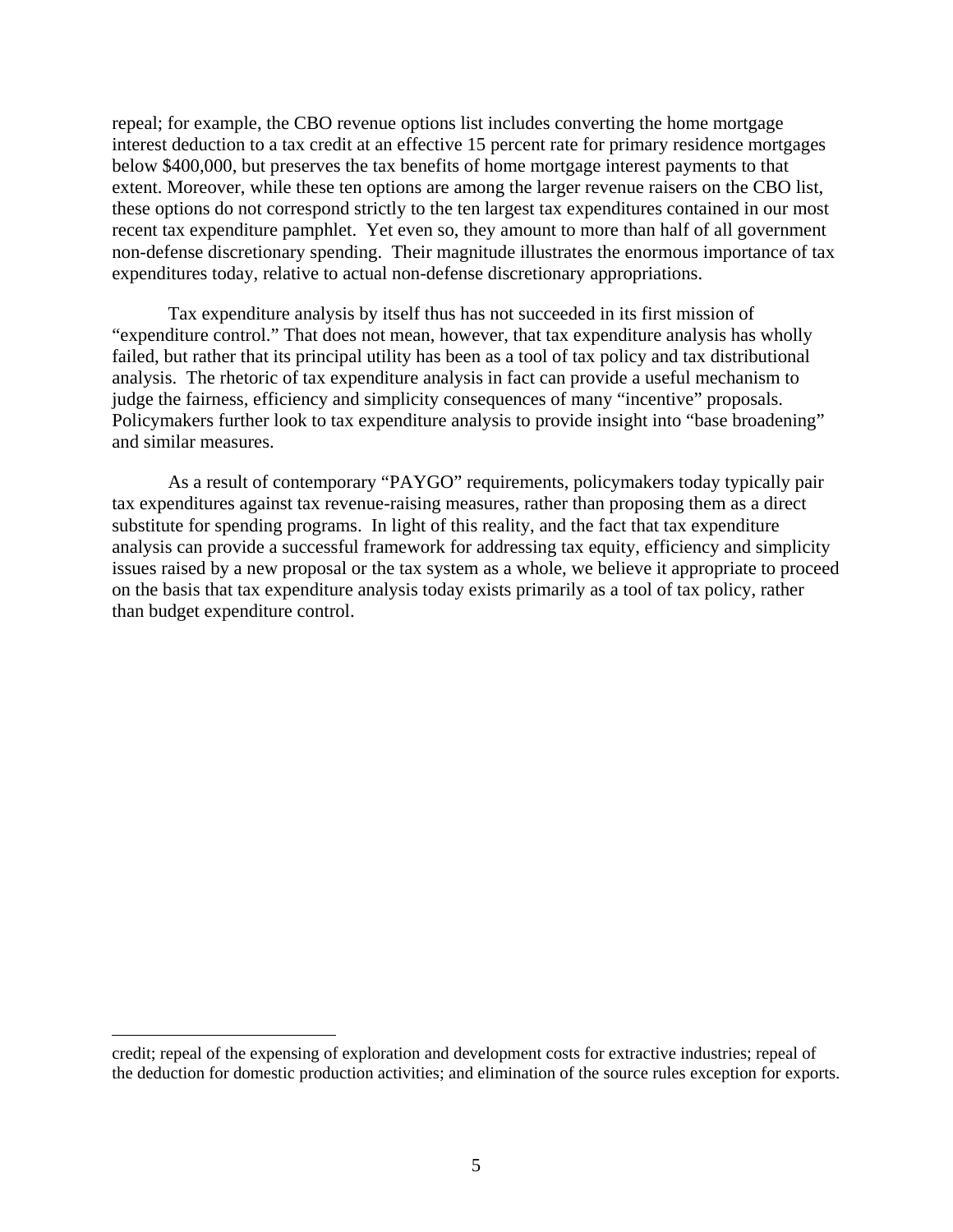repeal; for example, the CBO revenue options list includes converting the home mortgage interest deduction to a tax credit at an effective 15 percent rate for primary residence mortgages below $400,000, but preserves the tax benefits of home mortgage interest payments to that extent. Moreover, while these ten options are among the larger revenue raisers on the CBO list, these options do not correspond strictly to the ten largest tax expenditures contained in our most recent tax expenditure pamphlet. Yet even so, they amount to more than half of all government non-defense discretionary spending. Their magnitude illustrates the enormous importance of tax expenditures today, relative to actual non-defense discretionary appropriations.

Tax expenditure analysis by itself thus has not succeeded in its first mission of "expenditure control." That does not mean, however, that tax expenditure analysis has wholly failed, but rather that its principal utility has been as a tool of tax policy and tax distributional analysis. The rhetoric of tax expenditure analysis in fact can provide a useful mechanism to judge the fairness, efficiency and simplicity consequences of many "incentive" proposals. Policymakers further look to tax expenditure analysis to provide insight into "base broadening" and similar measures.

As a result of contemporary "PAYGO" requirements, policymakers today typically pair tax expenditures against tax revenue-raising measures, rather than proposing them as a direct substitute for spending programs. In light of this reality, and the fact that tax expenditure analysis can provide a successful framework for addressing tax equity, efficiency and simplicity issues raised by a new proposal or the tax system as a whole, we believe it appropriate to proceed on the basis that tax expenditure analysis today exists primarily as a tool of tax policy, rather than budget expenditure control.

---

credit; repeal of the expensing of exploration and development costs for extractive industries; repeal of the deduction for domestic production activities; and elimination of the source rules exception for exports.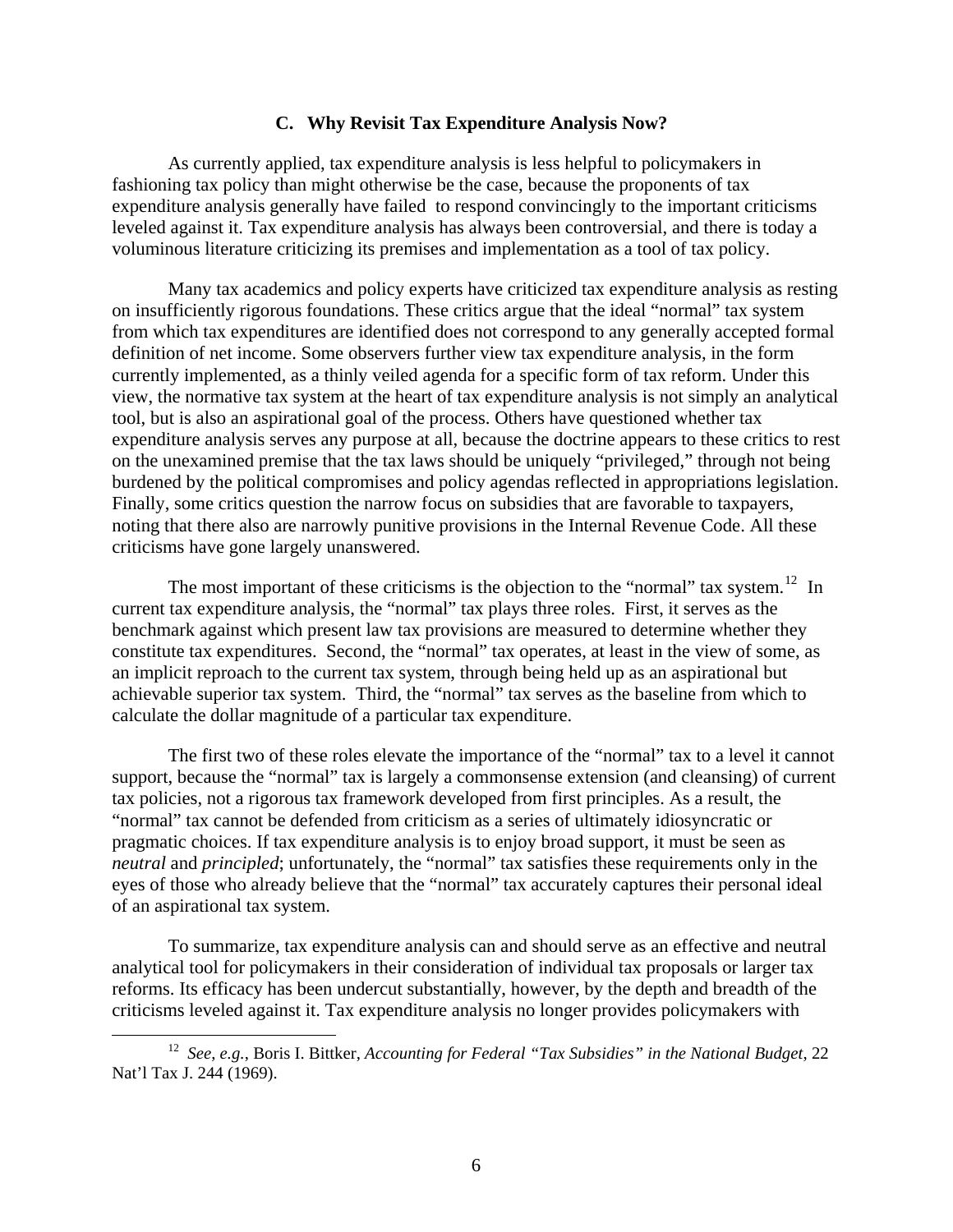### C. Why Revisit Tax Expenditure Analysis Now?

As currently applied, tax expenditure analysis is less helpful to policymakers in fashioning tax policy than might otherwise be the case, because the proponents of tax expenditure analysis generally have failed to respond convincingly to the important criticisms leveled against it. Tax expenditure analysis has always been controversial, and there is today a voluminous literature criticizing its premises and implementation as a tool of tax policy.

Many tax academics and policy experts have criticized tax expenditure analysis as resting on insufficiently rigorous foundations. These critics argue that the ideal "normal" tax system from which tax expenditures are identified does not correspond to any generally accepted formal definition of net income. Some observers further view tax expenditure analysis, in the form currently implemented, as a thinly veiled agenda for a specific form of tax reform. Under this view, the normative tax system at the heart of tax expenditure analysis is not simply an analytical tool, but is also an aspirational goal of the process. Others have questioned whether tax expenditure analysis serves any purpose at all, because the doctrine appears to these critics to rest on the unexamined premise that the tax laws should be uniquely "privileged," through not being burdened by the political compromises and policy agendas reflected in appropriations legislation. Finally, some critics question the narrow focus on subsidies that are favorable to taxpayers, noting that there also are narrowly punitive provisions in the Internal Revenue Code. All these criticisms have gone largely unanswered.

The most important of these criticisms is the objection to the "normal" tax system.[12] In current tax expenditure analysis, the "normal" tax plays three roles. First, it serves as the benchmark against which present law tax provisions are measured to determine whether they constitute tax expenditures. Second, the "normal" tax operates, at least in the view of some, as an implicit reproach to the current tax system, through being held up as an aspirational but achievable superior tax system. Third, the "normal" tax serves as the baseline from which to calculate the dollar magnitude of a particular tax expenditure.

The first two of these roles elevate the importance of the "normal" tax to a level it cannot support, because the "normal" tax is largely a commonsense extension (and cleansing) of current tax policies, not a rigorous tax framework developed from first principles. As a result, the "normal" tax cannot be defended from criticism as a series of ultimately idiosyncratic or pragmatic choices. If tax expenditure analysis is to enjoy broad support, it must be seen as *neutral* and *principled*; unfortunately, the "normal" tax satisfies these requirements only in the eyes of those who already believe that the "normal" tax accurately captures their personal ideal of an aspirational tax system.

To summarize, tax expenditure analysis can and should serve as an effective and neutral analytical tool for policymakers in their consideration of individual tax proposals or larger tax reforms. Its efficacy has been undercut substantially, however, by the depth and breadth of the criticisms leveled against it. Tax expenditure analysis no longer provides policymakers with

---

[12] *See, e.g.*, Boris I. Bittker, *Accounting for Federal "Tax Subsidies" in the National Budget*, 22 Nat'l Tax J. 244 (1969).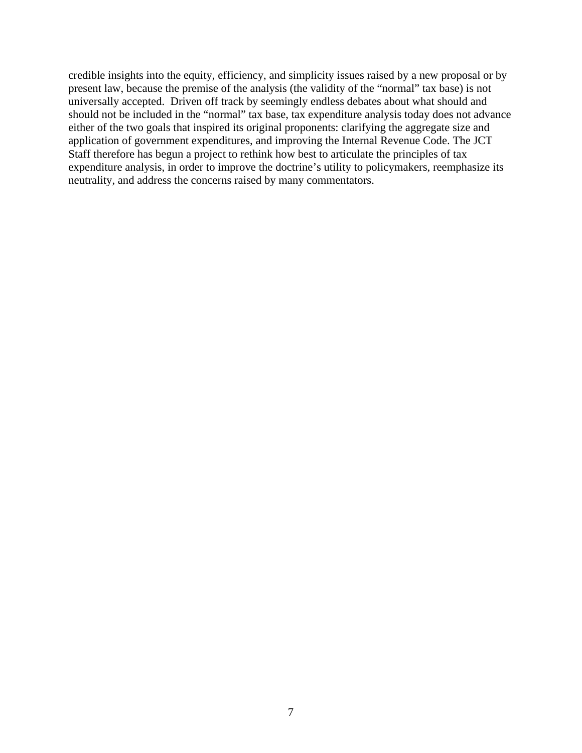credible insights into the equity, efficiency, and simplicity issues raised by a new proposal or by present law, because the premise of the analysis (the validity of the "normal" tax base) is not universally accepted. Driven off track by seemingly endless debates about what should and should not be included in the "normal" tax base, tax expenditure analysis today does not advance either of the two goals that inspired its original proponents: clarifying the aggregate size and application of government expenditures, and improving the Internal Revenue Code. The JCT Staff therefore has begun a project to rethink how best to articulate the principles of tax expenditure analysis, in order to improve the doctrine's utility to policymakers, reemphasize its neutrality, and address the concerns raised by many commentators.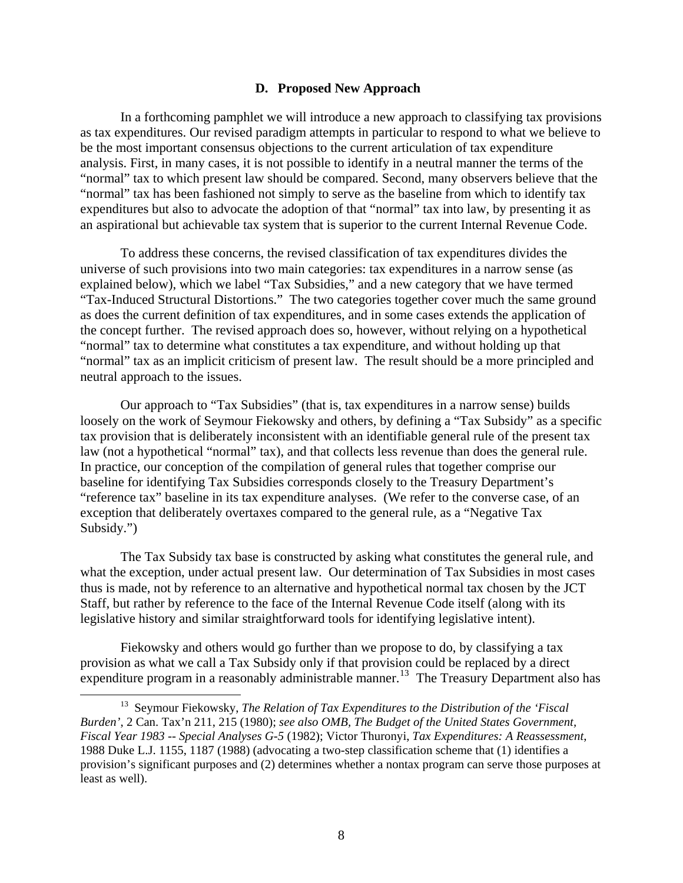### D. Proposed New Approach

In a forthcoming pamphlet we will introduce a new approach to classifying tax provisions as tax expenditures. Our revised paradigm attempts in particular to respond to what we believe to be the most important consensus objections to the current articulation of tax expenditure analysis. First, in many cases, it is not possible to identify in a neutral manner the terms of the "normal" tax to which present law should be compared. Second, many observers believe that the "normal" tax has been fashioned not simply to serve as the baseline from which to identify tax expenditures but also to advocate the adoption of that "normal" tax into law, by presenting it as an aspirational but achievable tax system that is superior to the current Internal Revenue Code.

To address these concerns, the revised classification of tax expenditures divides the universe of such provisions into two main categories: tax expenditures in a narrow sense (as explained below), which we label "Tax Subsidies," and a new category that we have termed "Tax-Induced Structural Distortions." The two categories together cover much the same ground as does the current definition of tax expenditures, and in some cases extends the application of the concept further. The revised approach does so, however, without relying on a hypothetical "normal" tax to determine what constitutes a tax expenditure, and without holding up that "normal" tax as an implicit criticism of present law. The result should be a more principled and neutral approach to the issues.

Our approach to "Tax Subsidies" (that is, tax expenditures in a narrow sense) builds loosely on the work of Seymour Fiekowsky and others, by defining a "Tax Subsidy" as a specific tax provision that is deliberately inconsistent with an identifiable general rule of the present tax law (not a hypothetical "normal" tax), and that collects less revenue than does the general rule. In practice, our conception of the compilation of general rules that together comprise our baseline for identifying Tax Subsidies corresponds closely to the Treasury Department's "reference tax" baseline in its tax expenditure analyses. (We refer to the converse case, of an exception that deliberately overtaxes compared to the general rule, as a "Negative Tax Subsidy.")

The Tax Subsidy tax base is constructed by asking what constitutes the general rule, and what the exception, under actual present law. Our determination of Tax Subsidies in most cases thus is made, not by reference to an alternative and hypothetical normal tax chosen by the JCT Staff, but rather by reference to the face of the Internal Revenue Code itself (along with its legislative history and similar straightforward tools for identifying legislative intent).

Fiekowsky and others would go further than we propose to do, by classifying a tax provision as what we call a Tax Subsidy only if that provision could be replaced by a direct expenditure program in a reasonably administrable manner.[13] The Treasury Department also has

---

[13] Seymour Fiekowsky, *The Relation of Tax Expenditures to the Distribution of the 'Fiscal Burden'*, 2 Can. Tax'n 211, 215 (1980); *see also OMB, The Budget of the United States Government, Fiscal Year 1983 -- Special Analyses G-5* (1982); Victor Thuronyi, *Tax Expenditures: A Reassessment*, 1988 Duke L.J. 1155, 1187 (1988) (advocating a two-step classification scheme that (1) identifies a provision's significant purposes and (2) determines whether a nontax program can serve those purposes at least as well).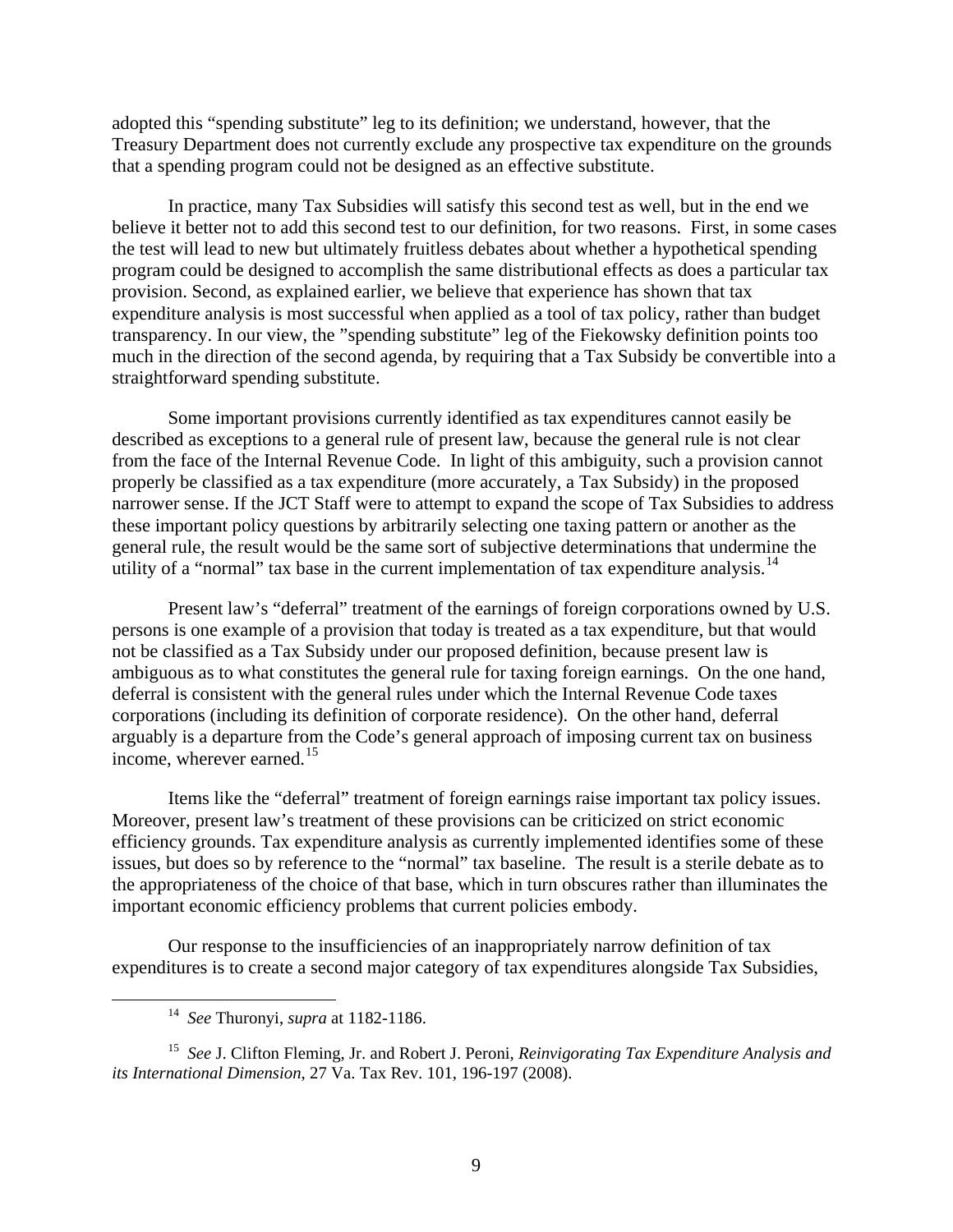adopted this "spending substitute" leg to its definition; we understand, however, that the Treasury Department does not currently exclude any prospective tax expenditure on the grounds that a spending program could not be designed as an effective substitute.

In practice, many Tax Subsidies will satisfy this second test as well, but in the end we believe it better not to add this second test to our definition, for two reasons. First, in some cases the test will lead to new but ultimately fruitless debates about whether a hypothetical spending program could be designed to accomplish the same distributional effects as does a particular tax provision. Second, as explained earlier, we believe that experience has shown that tax expenditure analysis is most successful when applied as a tool of tax policy, rather than budget transparency. In our view, the "spending substitute" leg of the Fiekowsky definition points too much in the direction of the second agenda, by requiring that a Tax Subsidy be convertible into a straightforward spending substitute.

Some important provisions currently identified as tax expenditures cannot easily be described as exceptions to a general rule of present law, because the general rule is not clear from the face of the Internal Revenue Code. In light of this ambiguity, such a provision cannot properly be classified as a tax expenditure (more accurately, a Tax Subsidy) in the proposed narrower sense. If the JCT Staff were to attempt to expand the scope of Tax Subsidies to address these important policy questions by arbitrarily selecting one taxing pattern or another as the general rule, the result would be the same sort of subjective determinations that undermine the utility of a "normal" tax base in the current implementation of tax expenditure analysis.[14]

Present law's "deferral" treatment of the earnings of foreign corporations owned by U.S. persons is one example of a provision that today is treated as a tax expenditure, but that would not be classified as a Tax Subsidy under our proposed definition, because present law is ambiguous as to what constitutes the general rule for taxing foreign earnings. On the one hand, deferral is consistent with the general rules under which the Internal Revenue Code taxes corporations (including its definition of corporate residence). On the other hand, deferral arguably is a departure from the Code's general approach of imposing current tax on business income, wherever earned.[15]

Items like the "deferral" treatment of foreign earnings raise important tax policy issues. Moreover, present law's treatment of these provisions can be criticized on strict economic efficiency grounds. Tax expenditure analysis as currently implemented identifies some of these issues, but does so by reference to the "normal" tax baseline. The result is a sterile debate as to the appropriateness of the choice of that base, which in turn obscures rather than illuminates the important economic efficiency problems that current policies embody.

Our response to the insufficiencies of an inappropriately narrow definition of tax expenditures is to create a second major category of tax expenditures alongside Tax Subsidies,

---

[14] *See* Thuronyi, *supra* at 1182-1186.

[15] *See* J. Clifton Fleming, Jr. and Robert J. Peroni, *Reinvigorating Tax Expenditure Analysis and its International Dimension*, 27 Va. Tax Rev. 101, 196-197 (2008).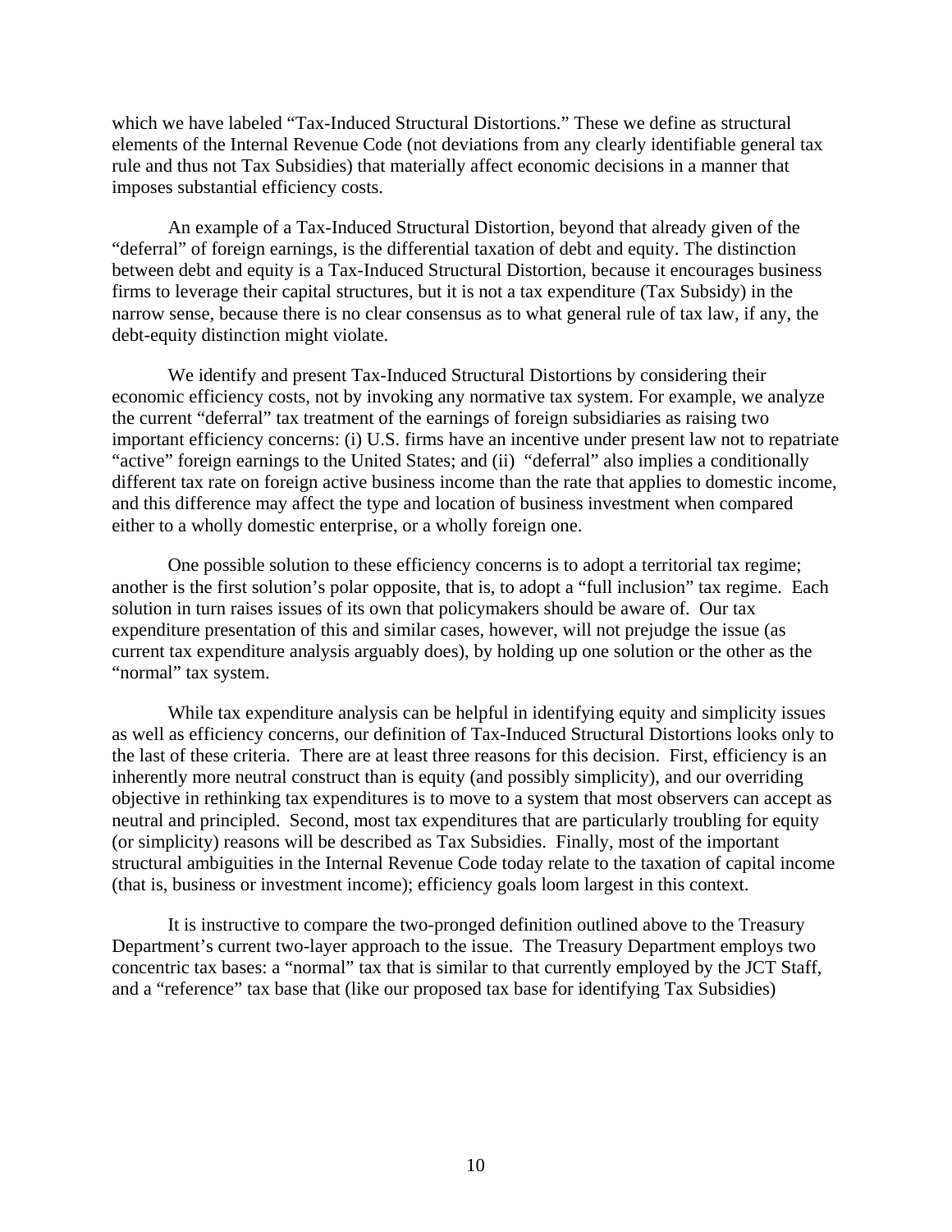which we have labeled "Tax-Induced Structural Distortions." These we define as structural elements of the Internal Revenue Code (not deviations from any clearly identifiable general tax rule and thus not Tax Subsidies) that materially affect economic decisions in a manner that imposes substantial efficiency costs.

An example of a Tax-Induced Structural Distortion, beyond that already given of the "deferral" of foreign earnings, is the differential taxation of debt and equity. The distinction between debt and equity is a Tax-Induced Structural Distortion, because it encourages business firms to leverage their capital structures, but it is not a tax expenditure (Tax Subsidy) in the narrow sense, because there is no clear consensus as to what general rule of tax law, if any, the debt-equity distinction might violate.

We identify and present Tax-Induced Structural Distortions by considering their economic efficiency costs, not by invoking any normative tax system. For example, we analyze the current "deferral" tax treatment of the earnings of foreign subsidiaries as raising two important efficiency concerns: (i) U.S. firms have an incentive under present law not to repatriate "active" foreign earnings to the United States; and (ii) "deferral" also implies a conditionally different tax rate on foreign active business income than the rate that applies to domestic income, and this difference may affect the type and location of business investment when compared either to a wholly domestic enterprise, or a wholly foreign one.

One possible solution to these efficiency concerns is to adopt a territorial tax regime; another is the first solution's polar opposite, that is, to adopt a "full inclusion" tax regime. Each solution in turn raises issues of its own that policymakers should be aware of. Our tax expenditure presentation of this and similar cases, however, will not prejudge the issue (as current tax expenditure analysis arguably does), by holding up one solution or the other as the "normal" tax system.

While tax expenditure analysis can be helpful in identifying equity and simplicity issues as well as efficiency concerns, our definition of Tax-Induced Structural Distortions looks only to the last of these criteria. There are at least three reasons for this decision. First, efficiency is an inherently more neutral construct than is equity (and possibly simplicity), and our overriding objective in rethinking tax expenditures is to move to a system that most observers can accept as neutral and principled. Second, most tax expenditures that are particularly troubling for equity (or simplicity) reasons will be described as Tax Subsidies. Finally, most of the important structural ambiguities in the Internal Revenue Code today relate to the taxation of capital income (that is, business or investment income); efficiency goals loom largest in this context.

It is instructive to compare the two-pronged definition outlined above to the Treasury Department's current two-layer approach to the issue. The Treasury Department employs two concentric tax bases: a "normal" tax that is similar to that currently employed by the JCT Staff, and a "reference" tax base that (like our proposed tax base for identifying Tax Subsidies)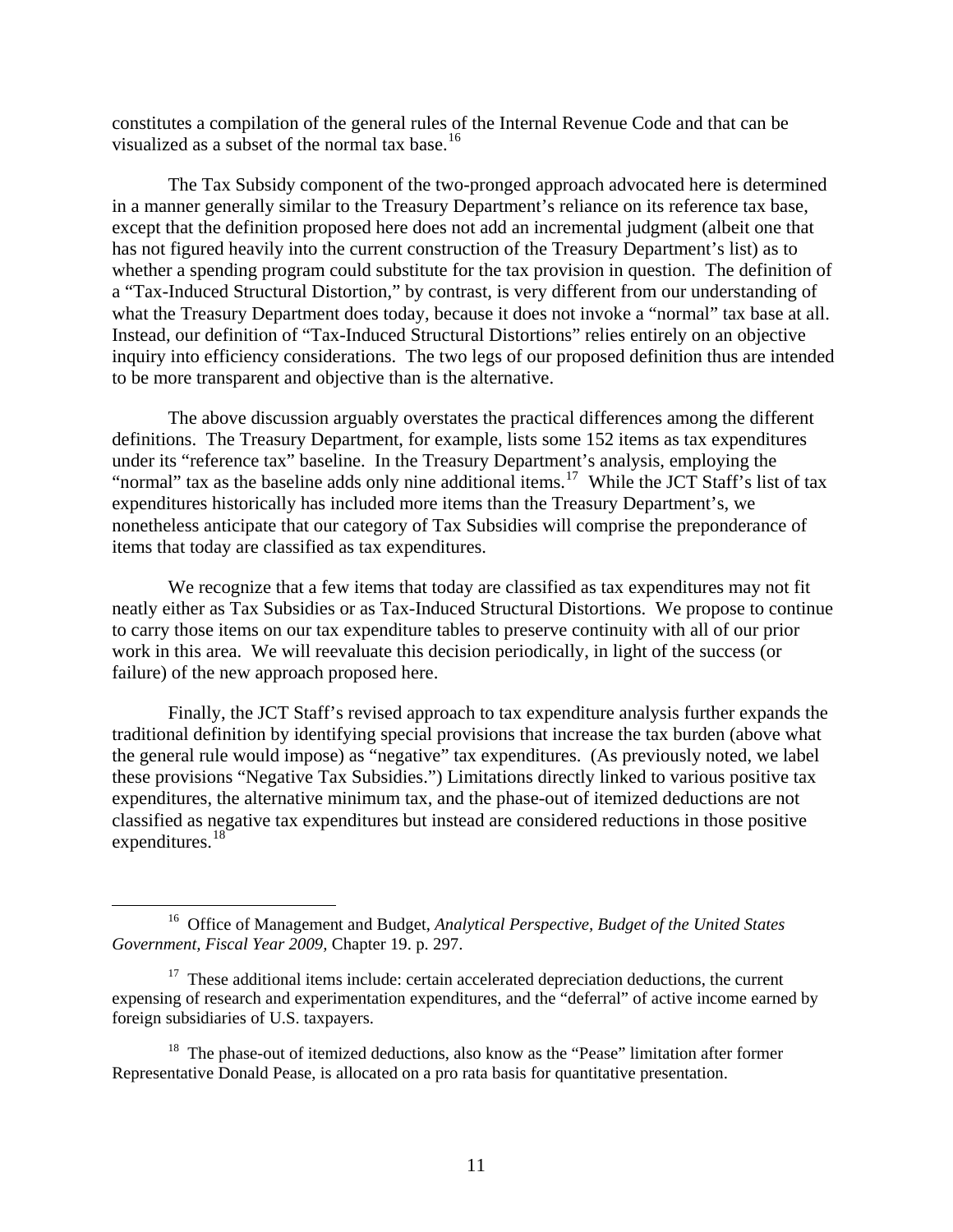constitutes a compilation of the general rules of the Internal Revenue Code and that can be visualized as a subset of the normal tax base.[16]

The Tax Subsidy component of the two-pronged approach advocated here is determined in a manner generally similar to the Treasury Department's reliance on its reference tax base, except that the definition proposed here does not add an incremental judgment (albeit one that has not figured heavily into the current construction of the Treasury Department's list) as to whether a spending program could substitute for the tax provision in question. The definition of a "Tax-Induced Structural Distortion," by contrast, is very different from our understanding of what the Treasury Department does today, because it does not invoke a "normal" tax base at all. Instead, our definition of "Tax-Induced Structural Distortions" relies entirely on an objective inquiry into efficiency considerations. The two legs of our proposed definition thus are intended to be more transparent and objective than is the alternative.

The above discussion arguably overstates the practical differences among the different definitions. The Treasury Department, for example, lists some 152 items as tax expenditures under its "reference tax" baseline. In the Treasury Department's analysis, employing the "normal" tax as the baseline adds only nine additional items.[17] While the JCT Staff's list of tax expenditures historically has included more items than the Treasury Department's, we nonetheless anticipate that our category of Tax Subsidies will comprise the preponderance of items that today are classified as tax expenditures.

We recognize that a few items that today are classified as tax expenditures may not fit neatly either as Tax Subsidies or as Tax-Induced Structural Distortions. We propose to continue to carry those items on our tax expenditure tables to preserve continuity with all of our prior work in this area. We will reevaluate this decision periodically, in light of the success (or failure) of the new approach proposed here.

Finally, the JCT Staff's revised approach to tax expenditure analysis further expands the traditional definition by identifying special provisions that increase the tax burden (above what the general rule would impose) as "negative" tax expenditures. (As previously noted, we label these provisions "Negative Tax Subsidies.") Limitations directly linked to various positive tax expenditures, the alternative minimum tax, and the phase-out of itemized deductions are not classified as negative tax expenditures but instead are considered reductions in those positive expenditures.[18]

---

[16] Office of Management and Budget, *Analytical Perspective, Budget of the United States Government, Fiscal Year 2009,* Chapter 19. p. 297.

[17] These additional items include: certain accelerated depreciation deductions, the current expensing of research and experimentation expenditures, and the "deferral" of active income earned by foreign subsidiaries of U.S. taxpayers.

[18] The phase-out of itemized deductions, also know as the "Pease" limitation after former Representative Donald Pease, is allocated on a pro rata basis for quantitative presentation.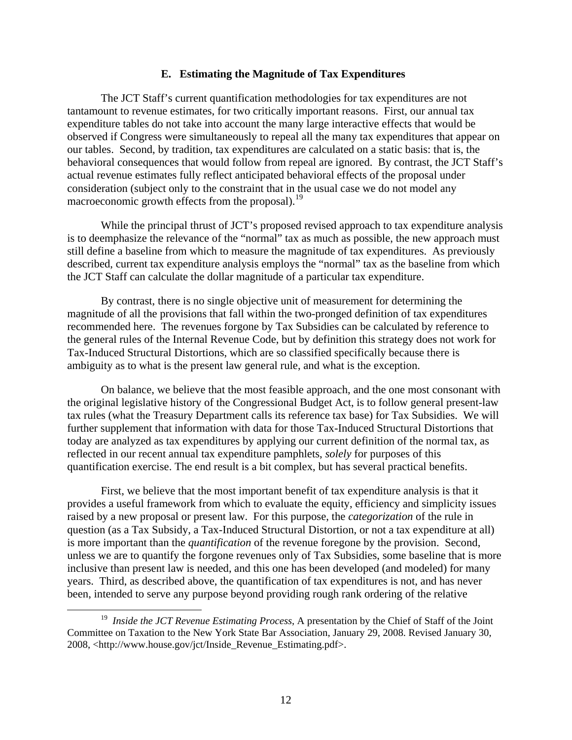### E. Estimating the Magnitude of Tax Expenditures

The JCT Staff's current quantification methodologies for tax expenditures are not tantamount to revenue estimates, for two critically important reasons. First, our annual tax expenditure tables do not take into account the many large interactive effects that would be observed if Congress were simultaneously to repeal all the many tax expenditures that appear on our tables. Second, by tradition, tax expenditures are calculated on a static basis: that is, the behavioral consequences that would follow from repeal are ignored. By contrast, the JCT Staff's actual revenue estimates fully reflect anticipated behavioral effects of the proposal under consideration (subject only to the constraint that in the usual case we do not model any macroeconomic growth effects from the proposal).[19]

While the principal thrust of JCT's proposed revised approach to tax expenditure analysis is to deemphasize the relevance of the "normal" tax as much as possible, the new approach must still define a baseline from which to measure the magnitude of tax expenditures. As previously described, current tax expenditure analysis employs the "normal" tax as the baseline from which the JCT Staff can calculate the dollar magnitude of a particular tax expenditure.

By contrast, there is no single objective unit of measurement for determining the magnitude of all the provisions that fall within the two-pronged definition of tax expenditures recommended here. The revenues forgone by Tax Subsidies can be calculated by reference to the general rules of the Internal Revenue Code, but by definition this strategy does not work for Tax-Induced Structural Distortions, which are so classified specifically because there is ambiguity as to what is the present law general rule, and what is the exception.

On balance, we believe that the most feasible approach, and the one most consonant with the original legislative history of the Congressional Budget Act, is to follow general present-law tax rules (what the Treasury Department calls its reference tax base) for Tax Subsidies. We will further supplement that information with data for those Tax-Induced Structural Distortions that today are analyzed as tax expenditures by applying our current definition of the normal tax, as reflected in our recent annual tax expenditure pamphlets, *solely* for purposes of this quantification exercise. The end result is a bit complex, but has several practical benefits.

First, we believe that the most important benefit of tax expenditure analysis is that it provides a useful framework from which to evaluate the equity, efficiency and simplicity issues raised by a new proposal or present law. For this purpose, the *categorization* of the rule in question (as a Tax Subsidy, a Tax-Induced Structural Distortion, or not a tax expenditure at all) is more important than the *quantification* of the revenue foregone by the provision. Second, unless we are to quantify the forgone revenues only of Tax Subsidies, some baseline that is more inclusive than present law is needed, and this one has been developed (and modeled) for many years. Third, as described above, the quantification of tax expenditures is not, and has never been, intended to serve any purpose beyond providing rough rank ordering of the relative

---

[19] *Inside the JCT Revenue Estimating Process*, A presentation by the Chief of Staff of the Joint Committee on Taxation to the New York State Bar Association, January 29, 2008. Revised January 30, 2008, <http://www.house.gov/jct/Inside_Revenue_Estimating.pdf>.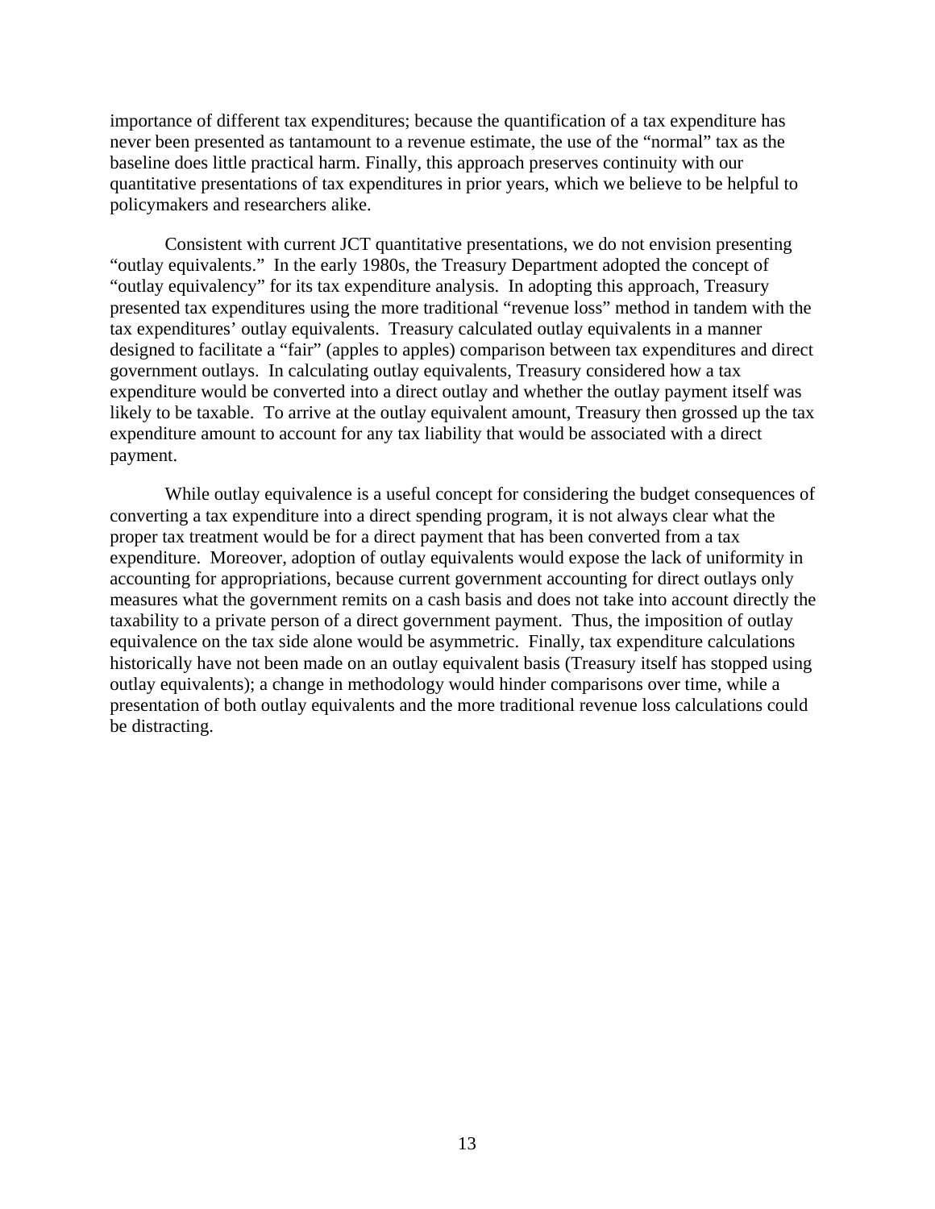importance of different tax expenditures; because the quantification of a tax expenditure has never been presented as tantamount to a revenue estimate, the use of the "normal" tax as the baseline does little practical harm. Finally, this approach preserves continuity with our quantitative presentations of tax expenditures in prior years, which we believe to be helpful to policymakers and researchers alike.

Consistent with current JCT quantitative presentations, we do not envision presenting "outlay equivalents." In the early 1980s, the Treasury Department adopted the concept of "outlay equivalency" for its tax expenditure analysis. In adopting this approach, Treasury presented tax expenditures using the more traditional "revenue loss" method in tandem with the tax expenditures' outlay equivalents. Treasury calculated outlay equivalents in a manner designed to facilitate a "fair" (apples to apples) comparison between tax expenditures and direct government outlays. In calculating outlay equivalents, Treasury considered how a tax expenditure would be converted into a direct outlay and whether the outlay payment itself was likely to be taxable. To arrive at the outlay equivalent amount, Treasury then grossed up the tax expenditure amount to account for any tax liability that would be associated with a direct payment.

While outlay equivalence is a useful concept for considering the budget consequences of converting a tax expenditure into a direct spending program, it is not always clear what the proper tax treatment would be for a direct payment that has been converted from a tax expenditure. Moreover, adoption of outlay equivalents would expose the lack of uniformity in accounting for appropriations, because current government accounting for direct outlays only measures what the government remits on a cash basis and does not take into account directly the taxability to a private person of a direct government payment. Thus, the imposition of outlay equivalence on the tax side alone would be asymmetric. Finally, tax expenditure calculations historically have not been made on an outlay equivalent basis (Treasury itself has stopped using outlay equivalents); a change in methodology would hinder comparisons over time, while a presentation of both outlay equivalents and the more traditional revenue loss calculations could be distracting.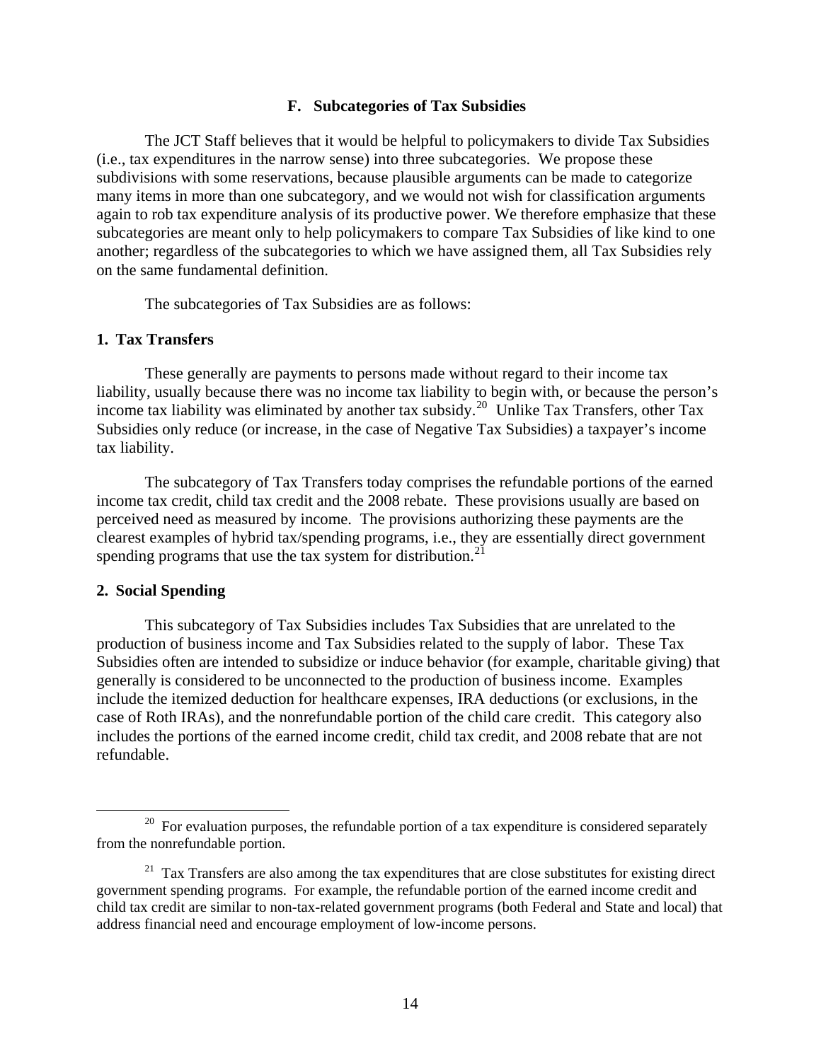## F. Subcategories of Tax Subsidies

The JCT Staff believes that it would be helpful to policymakers to divide Tax Subsidies (i.e., tax expenditures in the narrow sense) into three subcategories. We propose these subdivisions with some reservations, because plausible arguments can be made to categorize many items in more than one subcategory, and we would not wish for classification arguments again to rob tax expenditure analysis of its productive power. We therefore emphasize that these subcategories are meant only to help policymakers to compare Tax Subsidies of like kind to one another; regardless of the subcategories to which we have assigned them, all Tax Subsidies rely on the same fundamental definition.

The subcategories of Tax Subsidies are as follows:

### 1. Tax Transfers

These generally are payments to persons made without regard to their income tax liability, usually because there was no income tax liability to begin with, or because the person's income tax liability was eliminated by another tax subsidy.[20] Unlike Tax Transfers, other Tax Subsidies only reduce (or increase, in the case of Negative Tax Subsidies) a taxpayer's income tax liability.

The subcategory of Tax Transfers today comprises the refundable portions of the earned income tax credit, child tax credit and the 2008 rebate. These provisions usually are based on perceived need as measured by income. The provisions authorizing these payments are the clearest examples of hybrid tax/spending programs, i.e., they are essentially direct government spending programs that use the tax system for distribution.[21]

### 2. Social Spending

This subcategory of Tax Subsidies includes Tax Subsidies that are unrelated to the production of business income and Tax Subsidies related to the supply of labor. These Tax Subsidies often are intended to subsidize or induce behavior (for example, charitable giving) that generally is considered to be unconnected to the production of business income. Examples include the itemized deduction for healthcare expenses, IRA deductions (or exclusions, in the case of Roth IRAs), and the nonrefundable portion of the child care credit. This category also includes the portions of the earned income credit, child tax credit, and 2008 rebate that are not refundable.

---

[20] For evaluation purposes, the refundable portion of a tax expenditure is considered separately from the nonrefundable portion.

[21] Tax Transfers are also among the tax expenditures that are close substitutes for existing direct government spending programs. For example, the refundable portion of the earned income credit and child tax credit are similar to non-tax-related government programs (both Federal and State and local) that address financial need and encourage employment of low-income persons.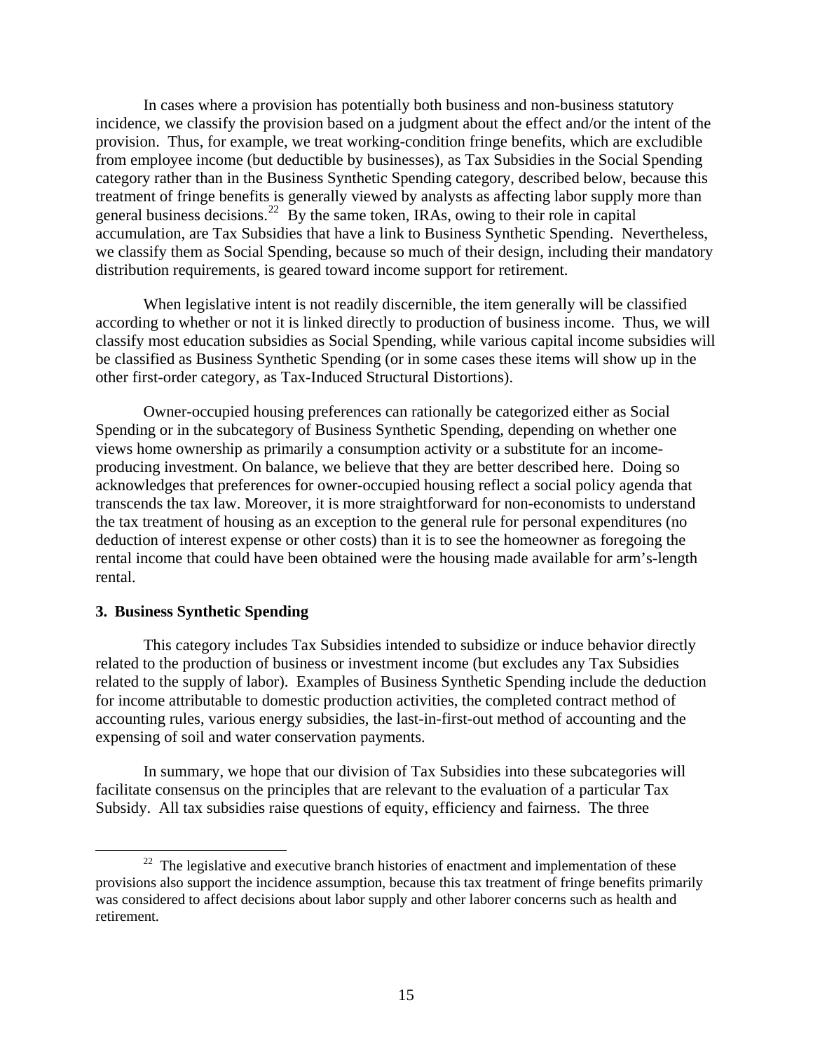In cases where a provision has potentially both business and non-business statutory incidence, we classify the provision based on a judgment about the effect and/or the intent of the provision. Thus, for example, we treat working-condition fringe benefits, which are excludible from employee income (but deductible by businesses), as Tax Subsidies in the Social Spending category rather than in the Business Synthetic Spending category, described below, because this treatment of fringe benefits is generally viewed by analysts as affecting labor supply more than general business decisions.[22] By the same token, IRAs, owing to their role in capital accumulation, are Tax Subsidies that have a link to Business Synthetic Spending. Nevertheless, we classify them as Social Spending, because so much of their design, including their mandatory distribution requirements, is geared toward income support for retirement.

When legislative intent is not readily discernible, the item generally will be classified according to whether or not it is linked directly to production of business income. Thus, we will classify most education subsidies as Social Spending, while various capital income subsidies will be classified as Business Synthetic Spending (or in some cases these items will show up in the other first-order category, as Tax-Induced Structural Distortions).

Owner-occupied housing preferences can rationally be categorized either as Social Spending or in the subcategory of Business Synthetic Spending, depending on whether one views home ownership as primarily a consumption activity or a substitute for an income-producing investment. On balance, we believe that they are better described here. Doing so acknowledges that preferences for owner-occupied housing reflect a social policy agenda that transcends the tax law. Moreover, it is more straightforward for non-economists to understand the tax treatment of housing as an exception to the general rule for personal expenditures (no deduction of interest expense or other costs) than it is to see the homeowner as foregoing the rental income that could have been obtained were the housing made available for arm's-length rental.

### 3. Business Synthetic Spending

This category includes Tax Subsidies intended to subsidize or induce behavior directly related to the production of business or investment income (but excludes any Tax Subsidies related to the supply of labor). Examples of Business Synthetic Spending include the deduction for income attributable to domestic production activities, the completed contract method of accounting rules, various energy subsidies, the last-in-first-out method of accounting and the expensing of soil and water conservation payments.

In summary, we hope that our division of Tax Subsidies into these subcategories will facilitate consensus on the principles that are relevant to the evaluation of a particular Tax Subsidy. All tax subsidies raise questions of equity, efficiency and fairness. The three

---

[22] The legislative and executive branch histories of enactment and implementation of these provisions also support the incidence assumption, because this tax treatment of fringe benefits primarily was considered to affect decisions about labor supply and other laborer concerns such as health and retirement.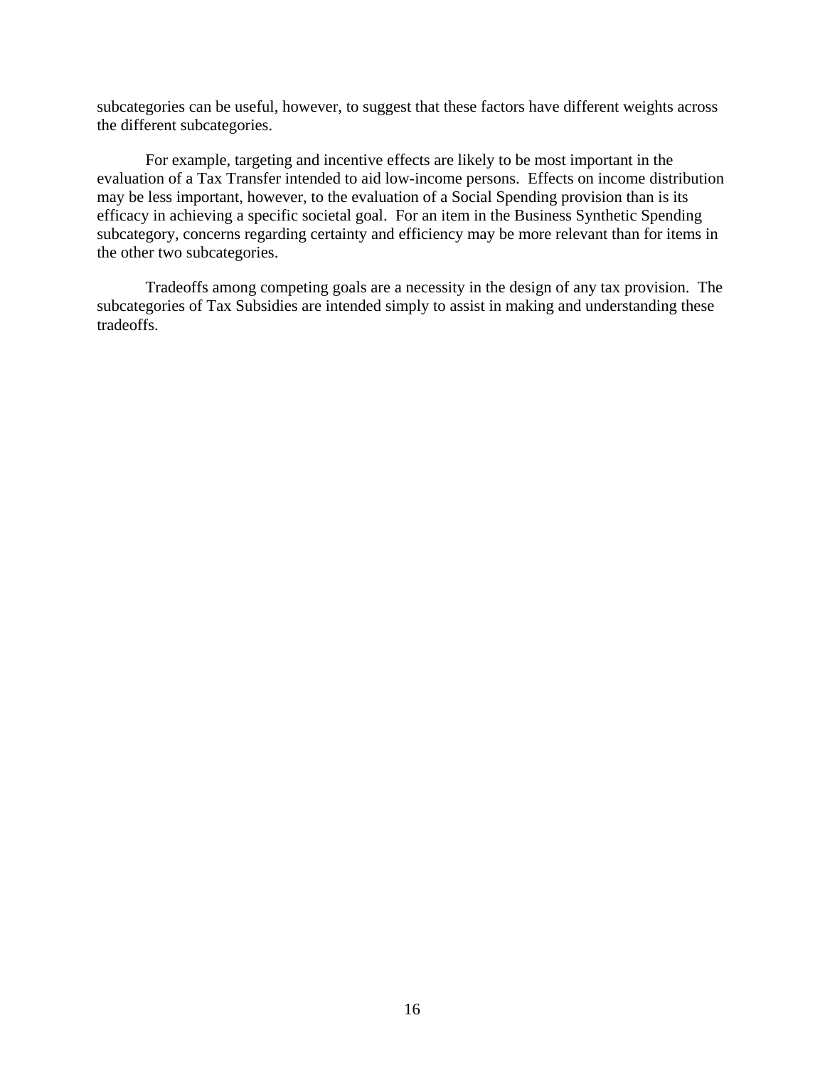subcategories can be useful, however, to suggest that these factors have different weights across the different subcategories.

For example, targeting and incentive effects are likely to be most important in the evaluation of a Tax Transfer intended to aid low-income persons. Effects on income distribution may be less important, however, to the evaluation of a Social Spending provision than is its efficacy in achieving a specific societal goal. For an item in the Business Synthetic Spending subcategory, concerns regarding certainty and efficiency may be more relevant than for items in the other two subcategories.

Tradeoffs among competing goals are a necessity in the design of any tax provision. The subcategories of Tax Subsidies are intended simply to assist in making and understanding these tradeoffs.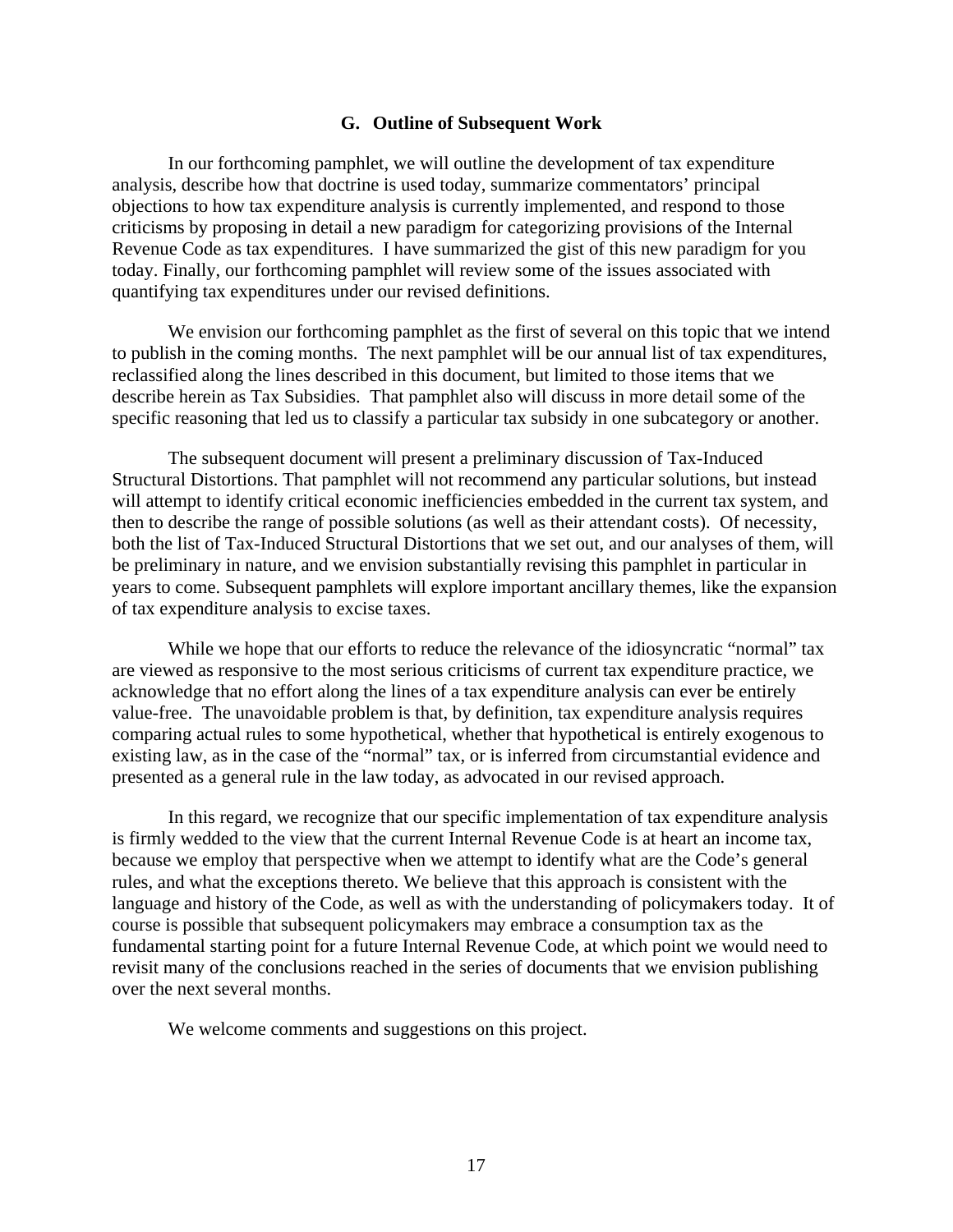### G. Outline of Subsequent Work

In our forthcoming pamphlet, we will outline the development of tax expenditure analysis, describe how that doctrine is used today, summarize commentators' principal objections to how tax expenditure analysis is currently implemented, and respond to those criticisms by proposing in detail a new paradigm for categorizing provisions of the Internal Revenue Code as tax expenditures. I have summarized the gist of this new paradigm for you today. Finally, our forthcoming pamphlet will review some of the issues associated with quantifying tax expenditures under our revised definitions.

We envision our forthcoming pamphlet as the first of several on this topic that we intend to publish in the coming months. The next pamphlet will be our annual list of tax expenditures, reclassified along the lines described in this document, but limited to those items that we describe herein as Tax Subsidies. That pamphlet also will discuss in more detail some of the specific reasoning that led us to classify a particular tax subsidy in one subcategory or another.

The subsequent document will present a preliminary discussion of Tax-Induced Structural Distortions. That pamphlet will not recommend any particular solutions, but instead will attempt to identify critical economic inefficiencies embedded in the current tax system, and then to describe the range of possible solutions (as well as their attendant costs). Of necessity, both the list of Tax-Induced Structural Distortions that we set out, and our analyses of them, will be preliminary in nature, and we envision substantially revising this pamphlet in particular in years to come. Subsequent pamphlets will explore important ancillary themes, like the expansion of tax expenditure analysis to excise taxes.

While we hope that our efforts to reduce the relevance of the idiosyncratic "normal" tax are viewed as responsive to the most serious criticisms of current tax expenditure practice, we acknowledge that no effort along the lines of a tax expenditure analysis can ever be entirely value-free. The unavoidable problem is that, by definition, tax expenditure analysis requires comparing actual rules to some hypothetical, whether that hypothetical is entirely exogenous to existing law, as in the case of the "normal" tax, or is inferred from circumstantial evidence and presented as a general rule in the law today, as advocated in our revised approach.

In this regard, we recognize that our specific implementation of tax expenditure analysis is firmly wedded to the view that the current Internal Revenue Code is at heart an income tax, because we employ that perspective when we attempt to identify what are the Code's general rules, and what the exceptions thereto. We believe that this approach is consistent with the language and history of the Code, as well as with the understanding of policymakers today. It of course is possible that subsequent policymakers may embrace a consumption tax as the fundamental starting point for a future Internal Revenue Code, at which point we would need to revisit many of the conclusions reached in the series of documents that we envision publishing over the next several months.

We welcome comments and suggestions on this project.